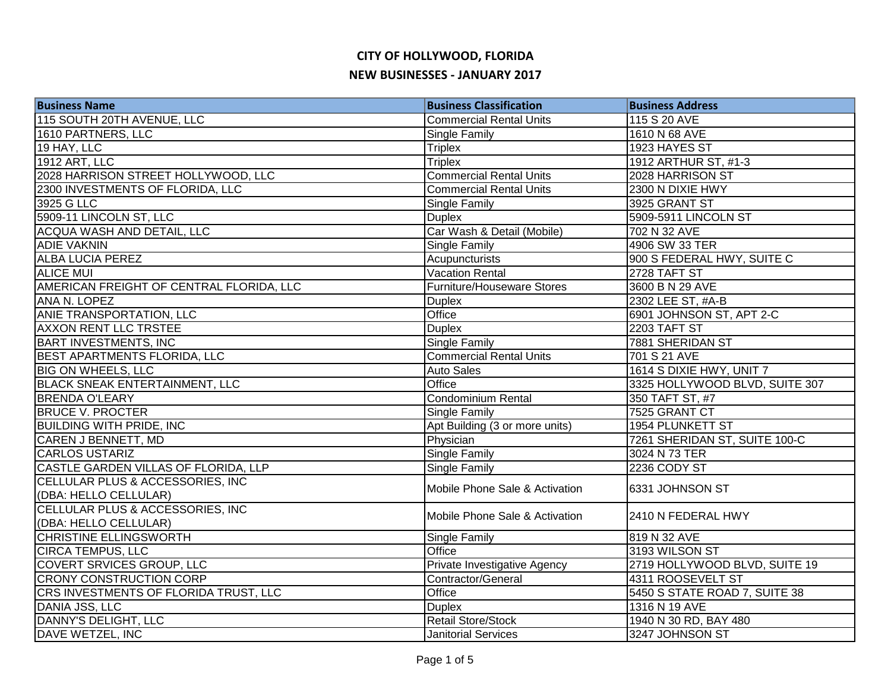# CITY OF HOLLYWOOD, FLORIDA

## NEW BUSINESSES - JANUARY 2017

| Business Name | Business Classification | Business Address |
|---|---|---|
| 115 SOUTH 20TH AVENUE, LLC | Commercial Rental Units | 115 S 20 AVE |
| 1610 PARTNERS, LLC | Single Family | 1610 N 68 AVE |
| 19 HAY, LLC | Triplex | 1923 HAYES ST |
| 1912 ART, LLC | Triplex | 1912 ARTHUR ST, #1-3 |
| 2028 HARRISON STREET HOLLYWOOD, LLC | Commercial Rental Units | 2028 HARRISON ST |
| 2300 INVESTMENTS OF FLORIDA, LLC | Commercial Rental Units | 2300 N DIXIE HWY |
| 3925 G LLC | Single Family | 3925 GRANT ST |
| 5909-11 LINCOLN ST, LLC | Duplex | 5909-5911 LINCOLN ST |
| ACQUA WASH AND DETAIL, LLC | Car Wash & Detail (Mobile) | 702 N 32 AVE |
| ADIE VAKNIN | Single Family | 4906 SW 33 TER |
| ALBA LUCIA PEREZ | Acupuncturists | 900 S FEDERAL HWY, SUITE C |
| ALICE MUI | Vacation Rental | 2728 TAFT ST |
| AMERICAN FREIGHT OF CENTRAL FLORIDA, LLC | Furniture/Houseware Stores | 3600 B N 29 AVE |
| ANA N. LOPEZ | Duplex | 2302 LEE ST, #A-B |
| ANIE TRANSPORTATION, LLC | Office | 6901 JOHNSON ST, APT 2-C |
| AXXON RENT LLC TRSTEE | Duplex | 2203 TAFT ST |
| BART INVESTMENTS, INC | Single Family | 7881 SHERIDAN ST |
| BEST APARTMENTS FLORIDA, LLC | Commercial Rental Units | 701 S 21 AVE |
| BIG ON WHEELS, LLC | Auto Sales | 1614 S DIXIE HWY, UNIT 7 |
| BLACK SNEAK ENTERTAINMENT, LLC | Office | 3325 HOLLYWOOD BLVD, SUITE 307 |
| BRENDA O'LEARY | Condominium Rental | 350 TAFT ST, #7 |
| BRUCE V. PROCTER | Single Family | 7525 GRANT CT |
| BUILDING WITH PRIDE, INC | Apt Building (3 or more units) | 1954 PLUNKETT ST |
| CAREN J BENNETT, MD | Physician | 7261 SHERIDAN ST, SUITE 100-C |
| CARLOS USTARIZ | Single Family | 3024 N 73 TER |
| CASTLE GARDEN VILLAS OF FLORIDA, LLP | Single Family | 2236 CODY ST |
| CELLULAR PLUS & ACCESSORIES, INC (DBA: HELLO CELLULAR) | Mobile Phone Sale & Activation | 6331 JOHNSON ST |
| CELLULAR PLUS & ACCESSORIES, INC (DBA: HELLO CELLULAR) | Mobile Phone Sale & Activation | 2410 N FEDERAL HWY |
| CHRISTINE ELLINGSWORTH | Single Family | 819 N 32 AVE |
| CIRCA TEMPUS, LLC | Office | 3193 WILSON ST |
| COVERT SRVICES GROUP, LLC | Private Investigative Agency | 2719 HOLLYWOOD BLVD, SUITE 19 |
| CRONY CONSTRUCTION CORP | Contractor/General | 4311 ROOSEVELT ST |
| CRS INVESTMENTS OF FLORIDA TRUST, LLC | Office | 5450 S STATE ROAD 7, SUITE 38 |
| DANIA JSS, LLC | Duplex | 1316 N 19 AVE |
| DANNY'S DELIGHT, LLC | Retail Store/Stock | 1940 N 30 RD, BAY 480 |
| DAVE WETZEL, INC | Janitorial Services | 3247 JOHNSON ST |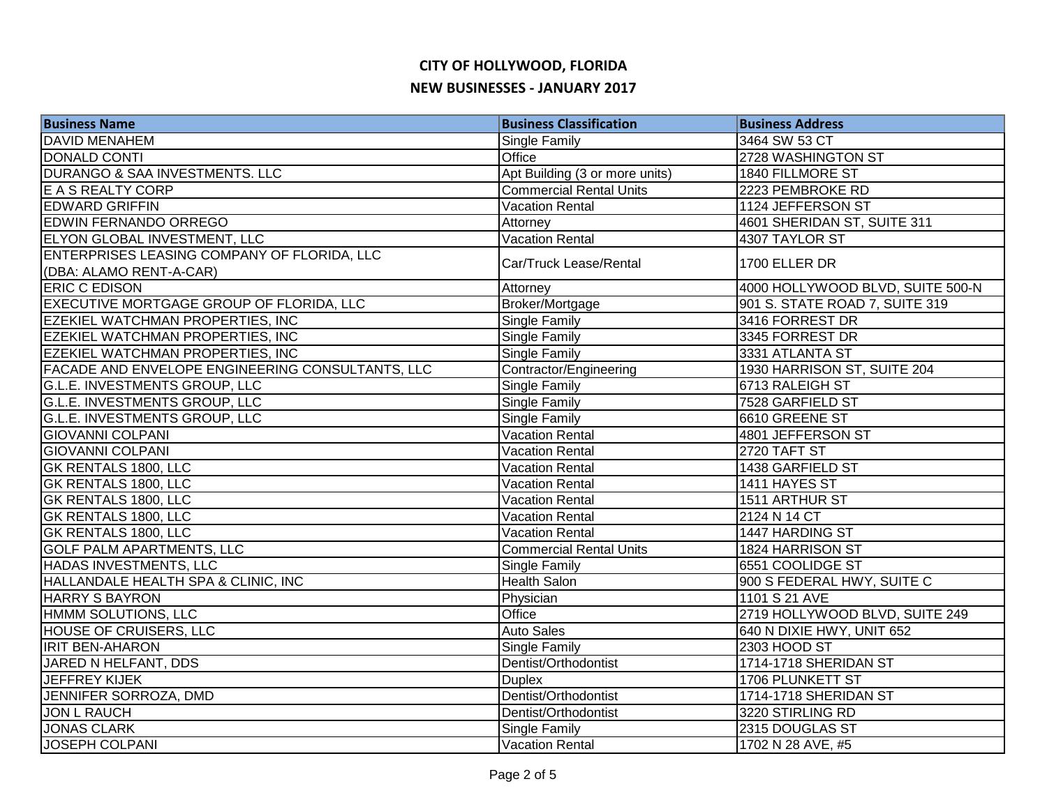# CITY OF HOLLYWOOD, FLORIDA

## NEW BUSINESSES - JANUARY 2017

| Business Name | Business Classification | Business Address |
|---|---|---|
| DAVID MENAHEM | Single Family | 3464 SW 53 CT |
| DONALD CONTI | Office | 2728 WASHINGTON ST |
| DURANGO & SAA INVESTMENTS. LLC | Apt Building (3 or more units) | 1840 FILLMORE ST |
| E A S REALTY CORP | Commercial Rental Units | 2223 PEMBROKE RD |
| EDWARD GRIFFIN | Vacation Rental | 1124 JEFFERSON ST |
| EDWIN FERNANDO ORREGO | Attorney | 4601 SHERIDAN ST, SUITE 311 |
| ELYON GLOBAL INVESTMENT, LLC | Vacation Rental | 4307 TAYLOR ST |
| ENTERPRISES LEASING COMPANY OF FLORIDA, LLC (DBA: ALAMO RENT-A-CAR) | Car/Truck Lease/Rental | 1700 ELLER DR |
| ERIC C EDISON | Attorney | 4000 HOLLYWOOD BLVD, SUITE 500-N |
| EXECUTIVE MORTGAGE GROUP OF FLORIDA, LLC | Broker/Mortgage | 901 S. STATE ROAD 7, SUITE 319 |
| EZEKIEL WATCHMAN PROPERTIES, INC | Single Family | 3416 FORREST DR |
| EZEKIEL WATCHMAN PROPERTIES, INC | Single Family | 3345 FORREST DR |
| EZEKIEL WATCHMAN PROPERTIES, INC | Single Family | 3331 ATLANTA ST |
| FACADE AND ENVELOPE ENGINEERING CONSULTANTS, LLC | Contractor/Engineering | 1930 HARRISON ST, SUITE 204 |
| G.L.E. INVESTMENTS GROUP, LLC | Single Family | 6713 RALEIGH ST |
| G.L.E. INVESTMENTS GROUP, LLC | Single Family | 7528 GARFIELD ST |
| G.L.E. INVESTMENTS GROUP, LLC | Single Family | 6610 GREENE ST |
| GIOVANNI COLPANI | Vacation Rental | 4801 JEFFERSON ST |
| GIOVANNI COLPANI | Vacation Rental | 2720 TAFT ST |
| GK RENTALS 1800, LLC | Vacation Rental | 1438 GARFIELD ST |
| GK RENTALS 1800, LLC | Vacation Rental | 1411 HAYES ST |
| GK RENTALS 1800, LLC | Vacation Rental | 1511 ARTHUR ST |
| GK RENTALS 1800, LLC | Vacation Rental | 2124 N 14 CT |
| GK RENTALS 1800, LLC | Vacation Rental | 1447 HARDING ST |
| GOLF PALM APARTMENTS, LLC | Commercial Rental Units | 1824 HARRISON ST |
| HADAS INVESTMENTS, LLC | Single Family | 6551 COOLIDGE ST |
| HALLANDALE HEALTH SPA & CLINIC, INC | Health Salon | 900 S FEDERAL HWY, SUITE C |
| HARRY S BAYRON | Physician | 1101 S 21 AVE |
| HMMM SOLUTIONS, LLC | Office | 2719 HOLLYWOOD BLVD, SUITE 249 |
| HOUSE OF CRUISERS, LLC | Auto Sales | 640 N DIXIE HWY, UNIT 652 |
| IRIT BEN-AHARON | Single Family | 2303 HOOD ST |
| JARED N HELFANT, DDS | Dentist/Orthodontist | 1714-1718 SHERIDAN ST |
| JEFFREY KIJEK | Duplex | 1706 PLUNKETT ST |
| JENNIFER SORROZA, DMD | Dentist/Orthodontist | 1714-1718 SHERIDAN ST |
| JON L RAUCH | Dentist/Orthodontist | 3220 STIRLING RD |
| JONAS CLARK | Single Family | 2315 DOUGLAS ST |
| JOSEPH COLPANI | Vacation Rental | 1702 N 28 AVE, #5 |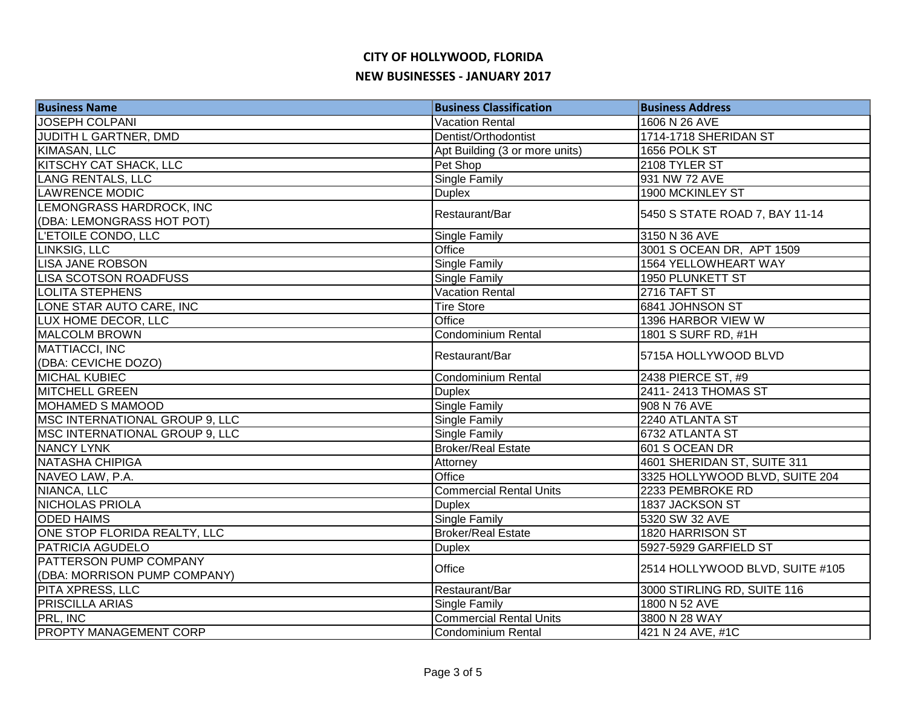# CITY OF HOLLYWOOD, FLORIDA

## NEW BUSINESSES - JANUARY 2017

| Business Name | Business Classification | Business Address |
|---|---|---|
| JOSEPH COLPANI | Vacation Rental | 1606 N 26 AVE |
| JUDITH L GARTNER, DMD | Dentist/Orthodontist | 1714-1718 SHERIDAN ST |
| KIMASAN, LLC | Apt Building (3 or more units) | 1656 POLK ST |
| KITSCHY CAT SHACK, LLC | Pet Shop | 2108 TYLER ST |
| LANG RENTALS, LLC | Single Family | 931 NW 72 AVE |
| LAWRENCE MODIC | Duplex | 1900 MCKINLEY ST |
| LEMONGRASS HARDROCK, INC (DBA: LEMONGRASS HOT POT) | Restaurant/Bar | 5450 S STATE ROAD 7, BAY 11-14 |
| L'ETOILE CONDO, LLC | Single Family | 3150 N 36 AVE |
| LINKSIG, LLC | Office | 3001 S OCEAN DR, APT 1509 |
| LISA JANE ROBSON | Single Family | 1564 YELLOWHEART WAY |
| LISA SCOTSON ROADFUSS | Single Family | 1950 PLUNKETT ST |
| LOLITA STEPHENS | Vacation Rental | 2716 TAFT ST |
| LONE STAR AUTO CARE, INC | Tire Store | 6841 JOHNSON ST |
| LUX HOME DECOR, LLC | Office | 1396 HARBOR VIEW W |
| MALCOLM BROWN | Condominium Rental | 1801 S SURF RD, #1H |
| MATTIACCI, INC (DBA: CEVICHE DOZO) | Restaurant/Bar | 5715A HOLLYWOOD BLVD |
| MICHAL KUBIEC | Condominium Rental | 2438 PIERCE ST, #9 |
| MITCHELL GREEN | Duplex | 2411- 2413 THOMAS ST |
| MOHAMED S MAMOOD | Single Family | 908 N 76 AVE |
| MSC INTERNATIONAL GROUP 9, LLC | Single Family | 2240 ATLANTA ST |
| MSC INTERNATIONAL GROUP 9, LLC | Single Family | 6732 ATLANTA ST |
| NANCY LYNK | Broker/Real Estate | 601 S OCEAN DR |
| NATASHA CHIPIGA | Attorney | 4601 SHERIDAN ST, SUITE 311 |
| NAVEO LAW, P.A. | Office | 3325 HOLLYWOOD BLVD, SUITE 204 |
| NIANCA, LLC | Commercial Rental Units | 2233 PEMBROKE RD |
| NICHOLAS PRIOLA | Duplex | 1837 JACKSON ST |
| ODED HAIMS | Single Family | 5320 SW 32 AVE |
| ONE STOP FLORIDA REALTY, LLC | Broker/Real Estate | 1820 HARRISON ST |
| PATRICIA AGUDELO | Duplex | 5927-5929 GARFIELD ST |
| PATTERSON PUMP COMPANY (DBA: MORRISON PUMP COMPANY) | Office | 2514 HOLLYWOOD BLVD, SUITE #105 |
| PITA XPRESS, LLC | Restaurant/Bar | 3000 STIRLING RD, SUITE 116 |
| PRISCILLA ARIAS | Single Family | 1800 N 52 AVE |
| PRL, INC | Commercial Rental Units | 3800 N 28 WAY |
| PROPTY MANAGEMENT CORP | Condominium Rental | 421 N 24 AVE, #1C |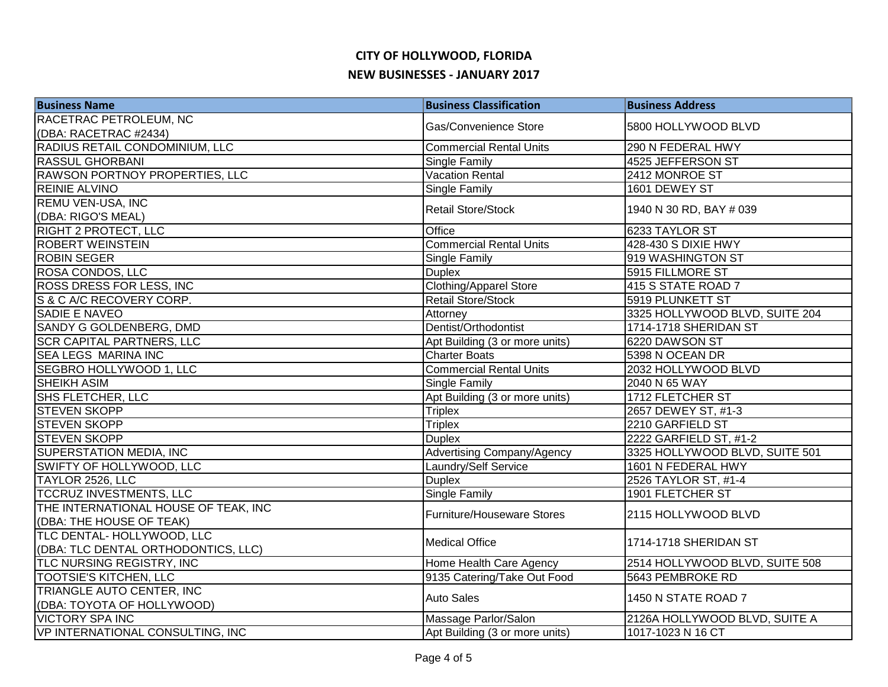# CITY OF HOLLYWOOD, FLORIDA

## NEW BUSINESSES - JANUARY 2017

| Business Name | Business Classification | Business Address |
|---|---|---|
| RACETRAC PETROLEUM, NC (DBA: RACETRAC #2434) | Gas/Convenience Store | 5800 HOLLYWOOD BLVD |
| RADIUS RETAIL CONDOMINIUM, LLC | Commercial Rental Units | 290 N FEDERAL HWY |
| RASSUL GHORBANI | Single Family | 4525 JEFFERSON ST |
| RAWSON PORTNOY PROPERTIES, LLC | Vacation Rental | 2412 MONROE ST |
| REINIE ALVINO | Single Family | 1601 DEWEY ST |
| REMU VEN-USA, INC (DBA: RIGO'S MEAL) | Retail Store/Stock | 1940 N 30 RD, BAY # 039 |
| RIGHT 2 PROTECT, LLC | Office | 6233 TAYLOR ST |
| ROBERT WEINSTEIN | Commercial Rental Units | 428-430 S DIXIE HWY |
| ROBIN SEGER | Single Family | 919 WASHINGTON ST |
| ROSA CONDOS, LLC | Duplex | 5915 FILLMORE ST |
| ROSS DRESS FOR LESS, INC | Clothing/Apparel Store | 415 S STATE ROAD 7 |
| S & C A/C RECOVERY CORP. | Retail Store/Stock | 5919 PLUNKETT ST |
| SADIE E NAVEO | Attorney | 3325 HOLLYWOOD BLVD, SUITE 204 |
| SANDY G GOLDENBERG, DMD | Dentist/Orthodontist | 1714-1718 SHERIDAN ST |
| SCR CAPITAL PARTNERS, LLC | Apt Building (3 or more units) | 6220 DAWSON ST |
| SEA LEGS MARINA INC | Charter Boats | 5398 N OCEAN DR |
| SEGBRO HOLLYWOOD 1, LLC | Commercial Rental Units | 2032 HOLLYWOOD BLVD |
| SHEIKH ASIM | Single Family | 2040 N 65 WAY |
| SHS FLETCHER, LLC | Apt Building (3 or more units) | 1712 FLETCHER ST |
| STEVEN SKOPP | Triplex | 2657 DEWEY ST, #1-3 |
| STEVEN SKOPP | Triplex | 2210 GARFIELD ST |
| STEVEN SKOPP | Duplex | 2222 GARFIELD ST, #1-2 |
| SUPERSTATION MEDIA, INC | Advertising Company/Agency | 3325 HOLLYWOOD BLVD, SUITE 501 |
| SWIFTY OF HOLLYWOOD, LLC | Laundry/Self Service | 1601 N FEDERAL HWY |
| TAYLOR 2526, LLC | Duplex | 2526 TAYLOR ST, #1-4 |
| TCCRUZ INVESTMENTS, LLC | Single Family | 1901 FLETCHER ST |
| THE INTERNATIONAL HOUSE OF TEAK, INC (DBA: THE HOUSE OF TEAK) | Furniture/Houseware Stores | 2115 HOLLYWOOD BLVD |
| TLC DENTAL- HOLLYWOOD, LLC (DBA: TLC DENTAL ORTHODONTICS, LLC) | Medical Office | 1714-1718 SHERIDAN ST |
| TLC NURSING REGISTRY, INC | Home Health Care Agency | 2514 HOLLYWOOD BLVD, SUITE 508 |
| TOOTSIE'S KITCHEN, LLC | 9135 Catering/Take Out Food | 5643 PEMBROKE RD |
| TRIANGLE AUTO CENTER, INC (DBA: TOYOTA OF HOLLYWOOD) | Auto Sales | 1450 N STATE ROAD 7 |
| VICTORY SPA INC | Massage Parlor/Salon | 2126A HOLLYWOOD BLVD, SUITE A |
| VP INTERNATIONAL CONSULTING, INC | Apt Building (3 or more units) | 1017-1023 N 16 CT |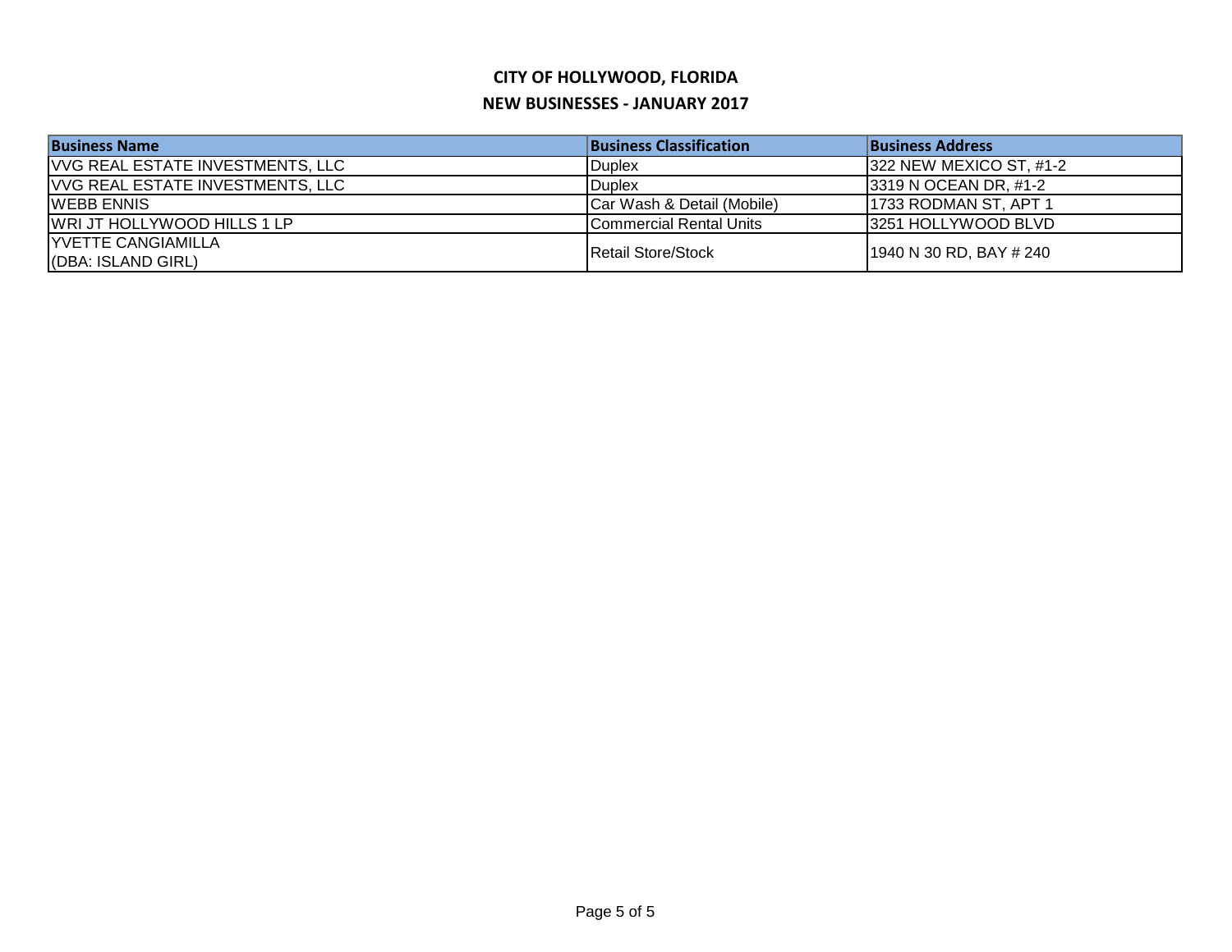**CITY OF HOLLYWOOD, FLORIDA**

**NEW BUSINESSES - JANUARY 2017**

| Business Name | Business Classification | Business Address |
|---|---|---|
| VVG REAL ESTATE INVESTMENTS, LLC | Duplex | 322 NEW MEXICO ST, #1-2 |
| VVG REAL ESTATE INVESTMENTS, LLC | Duplex | 3319 N OCEAN DR, #1-2 |
| WEBB ENNIS | Car Wash & Detail (Mobile) | 1733 RODMAN ST, APT 1 |
| WRI JT HOLLYWOOD HILLS 1 LP | Commercial Rental Units | 3251 HOLLYWOOD BLVD |
| YVETTE CANGIAMILLA (DBA: ISLAND GIRL) | Retail Store/Stock | 1940 N 30 RD, BAY # 240 |